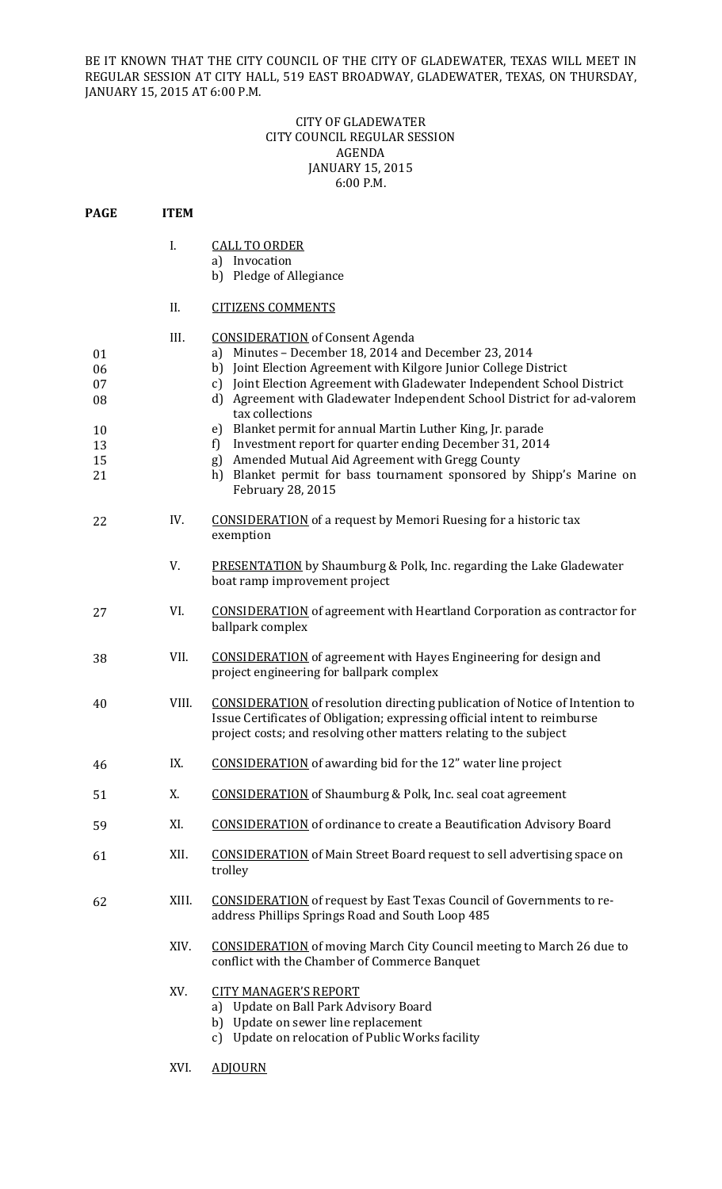BE IT KNOWN THAT THE CITY COUNCIL OF THE CITY OF GLADEWATER, TEXAS WILL MEET IN REGULAR SESSION AT CITY HALL, 519 EAST BROADWAY, GLADEWATER, TEXAS, ON THURSDAY, JANUARY 15, 2015 AT 6:00 P.M.

CITY OF GLADEWATER
CITY COUNCIL REGULAR SESSION
AGENDA
JANUARY 15, 2015
6:00 P.M.

| PAGE | ITEM | |
|---|---|---|
| | I. | CALL TO ORDER<br>a) Invocation<br>b) Pledge of Allegiance |
| | II. | CITIZENS COMMENTS |
| | III. | CONSIDERATION of Consent Agenda |
| 01 | | a) Minutes – December 18, 2014 and December 23, 2014 |
| 06 | | b) Joint Election Agreement with Kilgore Junior College District |
| 07 | | c) Joint Election Agreement with Gladewater Independent School District |
| 08 | | d) Agreement with Gladewater Independent School District for ad-valorem tax collections |
| 10 | | e) Blanket permit for annual Martin Luther King, Jr. parade |
| 13 | | f) Investment report for quarter ending December 31, 2014 |
| 15 | | g) Amended Mutual Aid Agreement with Gregg County |
| 21 | | h) Blanket permit for bass tournament sponsored by Shipp's Marine on February 28, 2015 |
| 22 | IV. | CONSIDERATION of a request by Memori Ruesing for a historic tax exemption |
| | V. | PRESENTATION by Shaumburg & Polk, Inc. regarding the Lake Gladewater boat ramp improvement project |
| 27 | VI. | CONSIDERATION of agreement with Heartland Corporation as contractor for ballpark complex |
| 38 | VII. | CONSIDERATION of agreement with Hayes Engineering for design and project engineering for ballpark complex |
| 40 | VIII. | CONSIDERATION of resolution directing publication of Notice of Intention to Issue Certificates of Obligation; expressing official intent to reimburse project costs; and resolving other matters relating to the subject |
| 46 | IX. | CONSIDERATION of awarding bid for the 12" water line project |
| 51 | X. | CONSIDERATION of Shaumburg & Polk, Inc. seal coat agreement |
| 59 | XI. | CONSIDERATION of ordinance to create a Beautification Advisory Board |
| 61 | XII. | CONSIDERATION of Main Street Board request to sell advertising space on trolley |
| 62 | XIII. | CONSIDERATION of request by East Texas Council of Governments to re-address Phillips Springs Road and South Loop 485 |
| | XIV. | CONSIDERATION of moving March City Council meeting to March 26 due to conflict with the Chamber of Commerce Banquet |
| | XV. | CITY MANAGER'S REPORT<br>a) Update on Ball Park Advisory Board<br>b) Update on sewer line replacement<br>c) Update on relocation of Public Works facility |
| | XVI. | ADJOURN |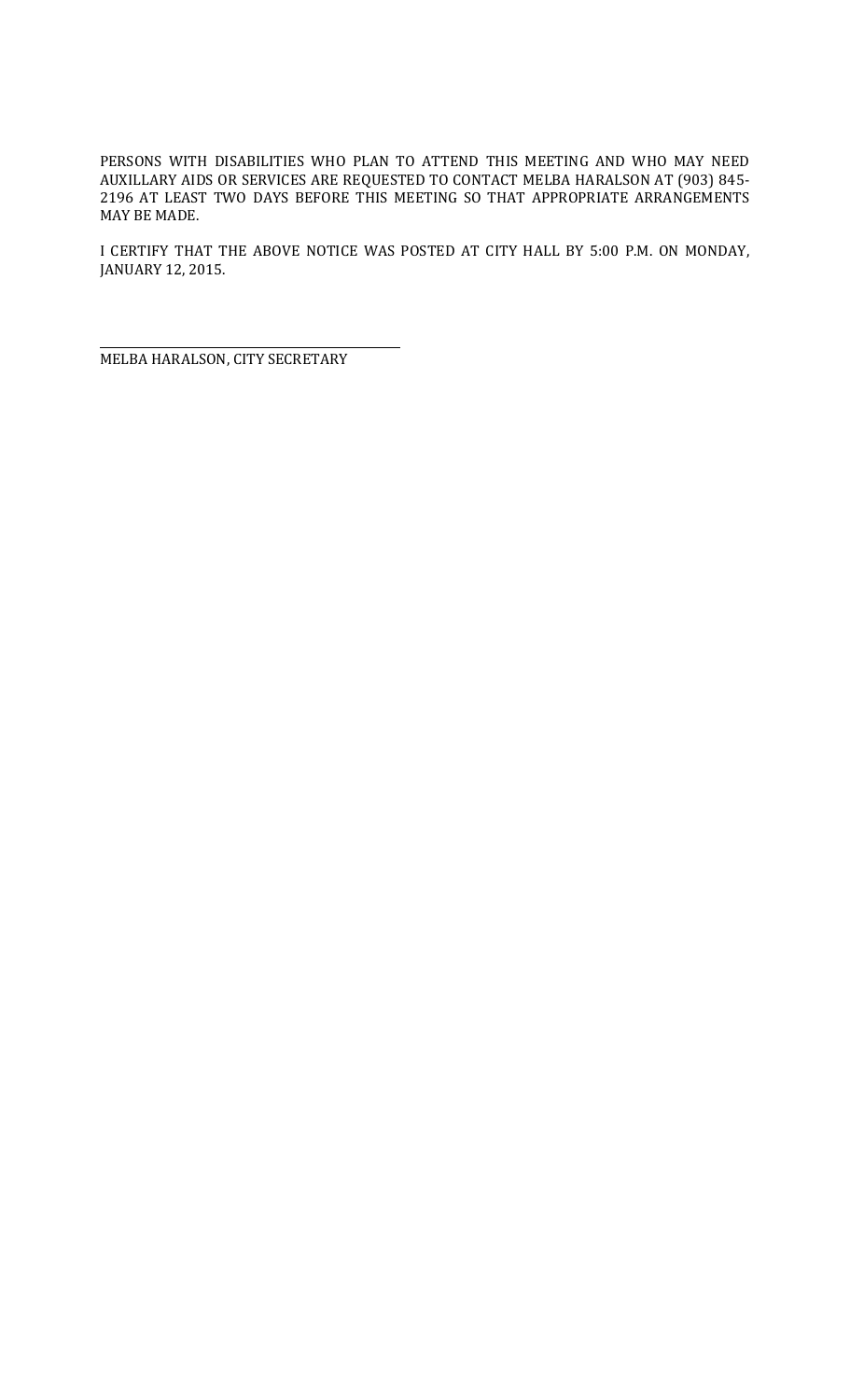PERSONS WITH DISABILITIES WHO PLAN TO ATTEND THIS MEETING AND WHO MAY NEED AUXILLARY AIDS OR SERVICES ARE REQUESTED TO CONTACT MELBA HARALSON AT (903) 845-2196 AT LEAST TWO DAYS BEFORE THIS MEETING SO THAT APPROPRIATE ARRANGEMENTS MAY BE MADE.

I CERTIFY THAT THE ABOVE NOTICE WAS POSTED AT CITY HALL BY 5:00 P.M. ON MONDAY, JANUARY 12, 2015.

\_\_\_\_\_\_\_\_\_\_\_\_\_\_\_\_\_\_\_\_\_\_\_\_\_\_\_\_\_\_\_\_\_\_\_\_\_\_\_\_

MELBA HARALSON, CITY SECRETARY